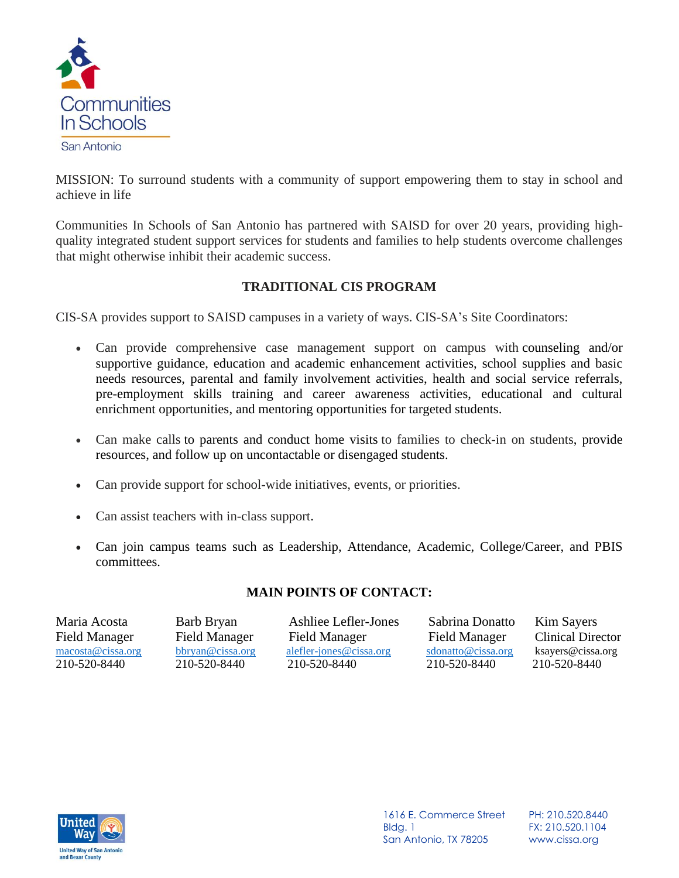Communities In Schools

San Antonio

MISSION: To surround students with a community of support empowering them to stay in school and achieve in life

Communities In Schools of San Antonio has partnered with SAISD for over 20 years, providing high-quality integrated student support services for students and families to help students overcome challenges that might otherwise inhibit their academic success.

## TRADITIONAL CIS PROGRAM

CIS-SA provides support to SAISD campuses in a variety of ways. CIS-SA's Site Coordinators:

- Can provide comprehensive case management support on campus with counseling and/or supportive guidance, education and academic enhancement activities, school supplies and basic needs resources, parental and family involvement activities, health and social service referrals, pre-employment skills training and career awareness activities, educational and cultural enrichment opportunities, and mentoring opportunities for targeted students.

- Can make calls to parents and conduct home visits to families to check-in on students, provide resources, and follow up on uncontactable or disengaged students.

- Can provide support for school-wide initiatives, events, or priorities.

- Can assist teachers with in-class support.

- Can join campus teams such as Leadership, Attendance, Academic, College/Career, and PBIS committees.

## MAIN POINTS OF CONTACT:

| Maria Acosta | Barb Bryan | Ashliee Lefler-Jones | Sabrina Donatto | Kim Sayers |
|---|---|---|---|---|
| Field Manager | Field Manager | Field Manager | Field Manager | Clinical Director |
| macosta@cissa.org | bbryan@cissa.org | alefler-jones@cissa.org | sdonatto@cissa.org | ksayers@cissa.org |
| 210-520-8440 | 210-520-8440 | 210-520-8440 | 210-520-8440 | 210-520-8440 |

United Way of San Antonio and Bexar County

1616 E. Commerce Street
Bldg. 1
San Antonio, TX 78205

PH: 210.520.8440
FX: 210.520.1104
www.cissa.org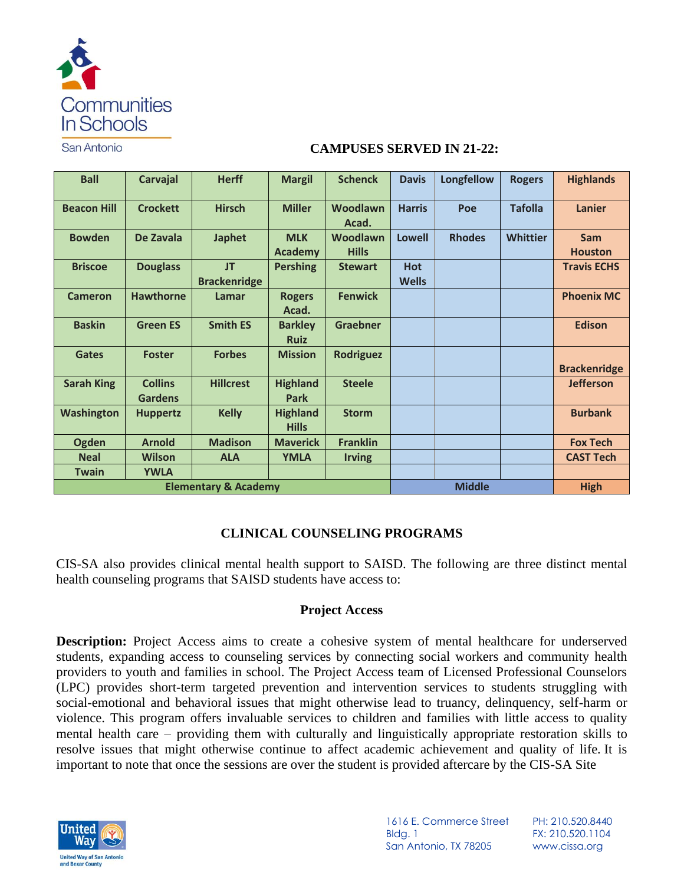## CAMPUSES SERVED IN 21-22:

| Ball | Carvajal | Herff | Margil | Schenck | Davis | Longfellow | Rogers | Highlands |
|---|---|---|---|---|---|---|---|---|
| Beacon Hill | Crockett | Hirsch | Miller | Woodlawn Acad. | Harris | Poe | Tafolla | Lanier |
| Bowden | De Zavala | Japhet | MLK Academy | Woodlawn Hills | Lowell | Rhodes | Whittier | Sam Houston |
| Briscoe | Douglass | JT Brackenridge | Pershing | Stewart | Hot Wells | | | Travis ECHS |
| Cameron | Hawthorne | Lamar | Rogers Acad. | Fenwick | | | | Phoenix MC |
| Baskin | Green ES | Smith ES | Barkley Ruiz | Graebner | | | | Edison |
| Gates | Foster | Forbes | Mission | Rodriguez | | | | Brackenridge |
| Sarah King | Collins Gardens | Hillcrest | Highland Park | Steele | | | | Jefferson |
| Washington | Huppertz | Kelly | Highland Hills | Storm | | | | Burbank |
| Ogden | Arnold | Madison | Maverick | Franklin | | | | Fox Tech |
| Neal | Wilson | ALA | YMLA | Irving | | | | CAST Tech |
| Twain | YWLA | | | | | | | |
| **Elementary & Academy** | | | | | **Middle** | | | **High** |

## CLINICAL COUNSELING PROGRAMS

CIS-SA also provides clinical mental health support to SAISD. The following are three distinct mental health counseling programs that SAISD students have access to:

### Project Access

**Description:** Project Access aims to create a cohesive system of mental healthcare for underserved students, expanding access to counseling services by connecting social workers and community health providers to youth and families in school. The Project Access team of Licensed Professional Counselors (LPC) provides short-term targeted prevention and intervention services to students struggling with social-emotional and behavioral issues that might otherwise lead to truancy, delinquency, self-harm or violence. This program offers invaluable services to children and families with little access to quality mental health care – providing them with culturally and linguistically appropriate restoration skills to resolve issues that might otherwise continue to affect academic achievement and quality of life. It is important to note that once the sessions are over the student is provided aftercare by the CIS-SA Site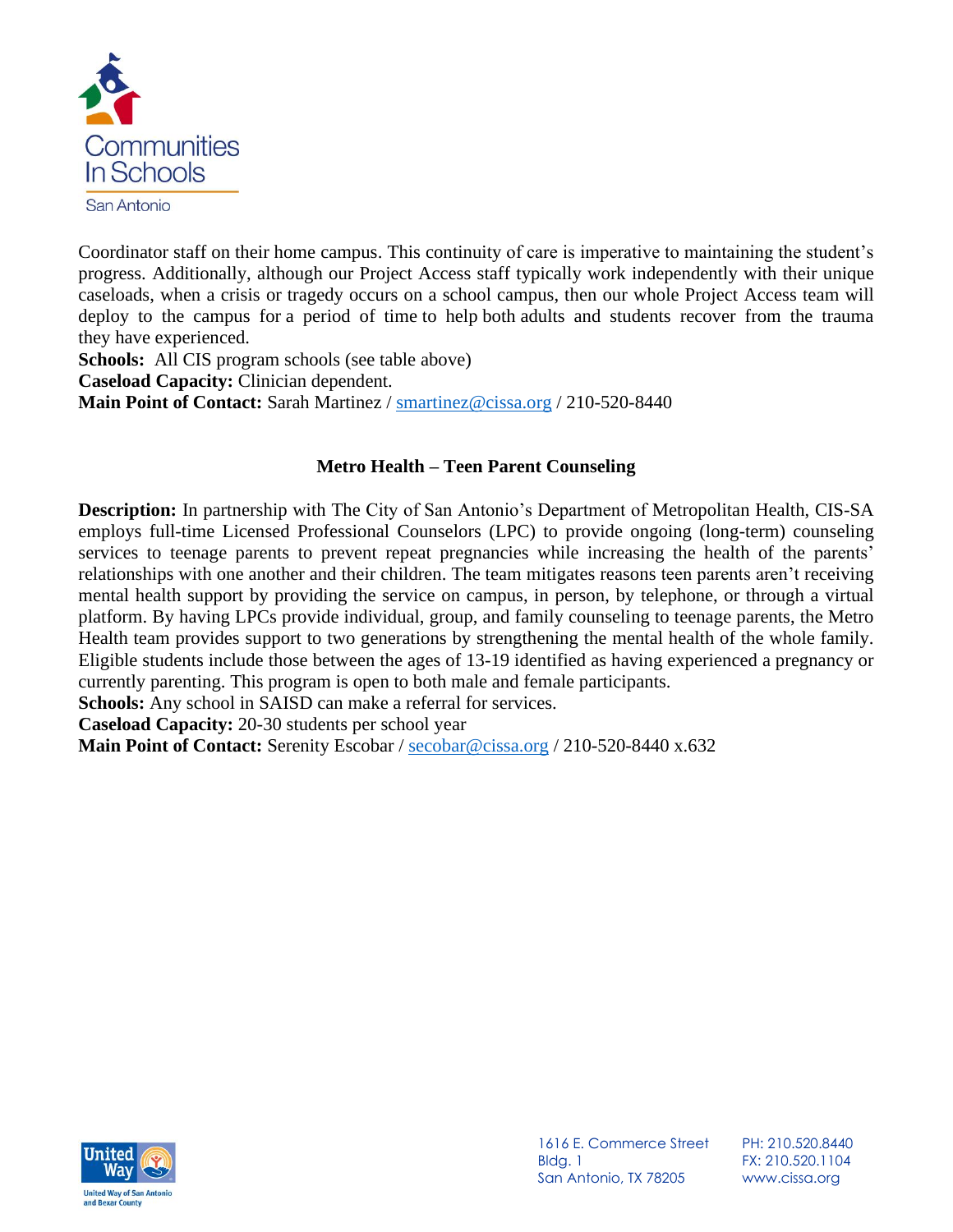Coordinator staff on their home campus. This continuity of care is imperative to maintaining the student's progress. Additionally, although our Project Access staff typically work independently with their unique caseloads, when a crisis or tragedy occurs on a school campus, then our whole Project Access team will deploy to the campus for a period of time to help both adults and students recover from the trauma they have experienced.

**Schools:** All CIS program schools (see table above)
**Caseload Capacity:** Clinician dependent.
**Main Point of Contact:** Sarah Martinez / smartinez@cissa.org / 210-520-8440

### Metro Health – Teen Parent Counseling

**Description:** In partnership with The City of San Antonio's Department of Metropolitan Health, CIS-SA employs full-time Licensed Professional Counselors (LPC) to provide ongoing (long-term) counseling services to teenage parents to prevent repeat pregnancies while increasing the health of the parents' relationships with one another and their children. The team mitigates reasons teen parents aren't receiving mental health support by providing the service on campus, in person, by telephone, or through a virtual platform. By having LPCs provide individual, group, and family counseling to teenage parents, the Metro Health team provides support to two generations by strengthening the mental health of the whole family. Eligible students include those between the ages of 13-19 identified as having experienced a pregnancy or currently parenting. This program is open to both male and female participants.

**Schools:** Any school in SAISD can make a referral for services.
**Caseload Capacity:** 20-30 students per school year
**Main Point of Contact:** Serenity Escobar / secobar@cissa.org / 210-520-8440 x.632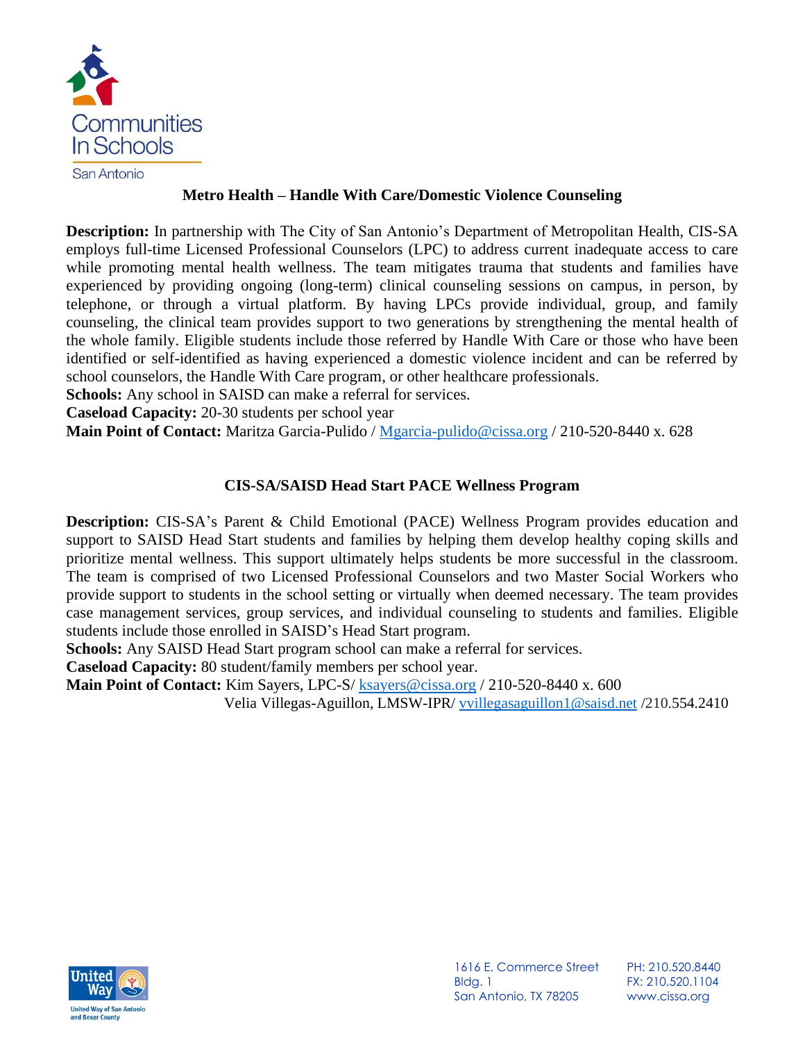## Metro Health – Handle With Care/Domestic Violence Counseling

**Description:** In partnership with The City of San Antonio's Department of Metropolitan Health, CIS-SA employs full-time Licensed Professional Counselors (LPC) to address current inadequate access to care while promoting mental health wellness. The team mitigates trauma that students and families have experienced by providing ongoing (long-term) clinical counseling sessions on campus, in person, by telephone, or through a virtual platform. By having LPCs provide individual, group, and family counseling, the clinical team provides support to two generations by strengthening the mental health of the whole family. Eligible students include those referred by Handle With Care or those who have been identified or self-identified as having experienced a domestic violence incident and can be referred by school counselors, the Handle With Care program, or other healthcare professionals.

**Schools:** Any school in SAISD can make a referral for services.

**Caseload Capacity:** 20-30 students per school year

**Main Point of Contact:** Maritza Garcia-Pulido / Mgarcia-pulido@cissa.org / 210-520-8440 x. 628

## CIS-SA/SAISD Head Start PACE Wellness Program

**Description:** CIS-SA's Parent & Child Emotional (PACE) Wellness Program provides education and support to SAISD Head Start students and families by helping them develop healthy coping skills and prioritize mental wellness. This support ultimately helps students be more successful in the classroom. The team is comprised of two Licensed Professional Counselors and two Master Social Workers who provide support to students in the school setting or virtually when deemed necessary. The team provides case management services, group services, and individual counseling to students and families. Eligible students include those enrolled in SAISD's Head Start program.

**Schools:** Any SAISD Head Start program school can make a referral for services.

**Caseload Capacity:** 80 student/family members per school year.

**Main Point of Contact:** Kim Sayers, LPC-S/ ksayers@cissa.org / 210-520-8440 x. 600
Velia Villegas-Aguillon, LMSW-IPR/ vvillegasaguillon1@saisd.net /210.554.2410